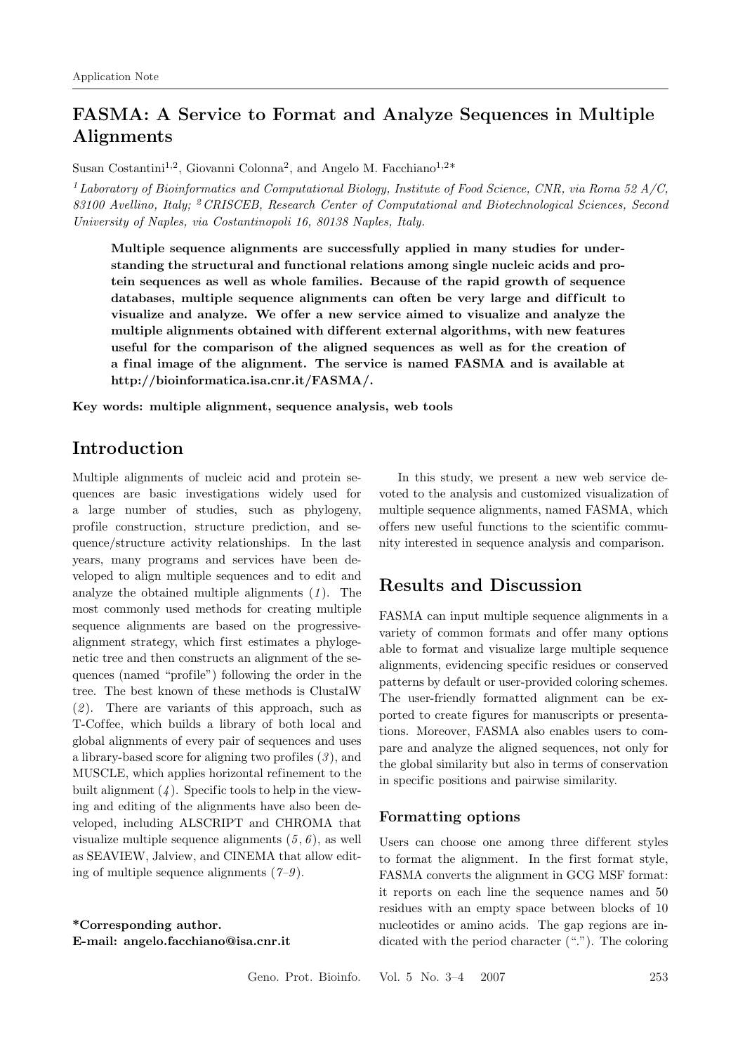Application Note

# FASMA: A Service to Format and Analyze Sequences in Multiple Alignments

Susan Costantini[1,2], Giovanni Colonna[2], and Angelo M. Facchiano[1,2]*

*[1] Laboratory of Bioinformatics and Computational Biology, Institute of Food Science, CNR, via Roma 52 A/C, 83100 Avellino, Italy; [2] CRISCEB, Research Center of Computational and Biotechnological Sciences, Second University of Naples, via Costantinopoli 16, 80138 Naples, Italy.*

**Multiple sequence alignments are successfully applied in many studies for understanding the structural and functional relations among single nucleic acids and protein sequences as well as whole families. Because of the rapid growth of sequence databases, multiple sequence alignments can often be very large and difficult to visualize and analyze. We offer a new service aimed to visualize and analyze the multiple alignments obtained with different external algorithms, with new features useful for the comparison of the aligned sequences as well as for the creation of a final image of the alignment. The service is named FASMA and is available at http://bioinformatica.isa.cnr.it/FASMA/.**

**Key words: multiple alignment, sequence analysis, web tools**

## Introduction

Multiple alignments of nucleic acid and protein sequences are basic investigations widely used for a large number of studies, such as phylogeny, profile construction, structure prediction, and sequence/structure activity relationships. In the last years, many programs and services have been developed to align multiple sequences and to edit and analyze the obtained multiple alignments (*1*). The most commonly used methods for creating multiple sequence alignments are based on the progressive-alignment strategy, which first estimates a phylogenetic tree and then constructs an alignment of the sequences (named "profile") following the order in the tree. The best known of these methods is ClustalW (*2*). There are variants of this approach, such as T-Coffee, which builds a library of both local and global alignments of every pair of sequences and uses a library-based score for aligning two profiles (*3*), and MUSCLE, which applies horizontal refinement to the built alignment (*4*). Specific tools to help in the viewing and editing of the alignments have also been developed, including ALSCRIPT and CHROMA that visualize multiple sequence alignments (*5*, *6*), as well as SEAVIEW, Jalview, and CINEMA that allow editing of multiple sequence alignments (*7*–*9*).

In this study, we present a new web service devoted to the analysis and customized visualization of multiple sequence alignments, named FASMA, which offers new useful functions to the scientific community interested in sequence analysis and comparison.

**\*Corresponding author.**
**E-mail: angelo.facchiano@isa.cnr.it**

## Results and Discussion

FASMA can input multiple sequence alignments in a variety of common formats and offer many options able to format and visualize large multiple sequence alignments, evidencing specific residues or conserved patterns by default or user-provided coloring schemes. The user-friendly formatted alignment can be exported to create figures for manuscripts or presentations. Moreover, FASMA also enables users to compare and analyze the aligned sequences, not only for the global similarity but also in terms of conservation in specific positions and pairwise similarity.

### Formatting options

Users can choose one among three different styles to format the alignment. In the first format style, FASMA converts the alignment in GCG MSF format: it reports on each line the sequence names and 50 residues with an empty space between blocks of 10 nucleotides or amino acids. The gap regions are indicated with the period character ("."). The coloring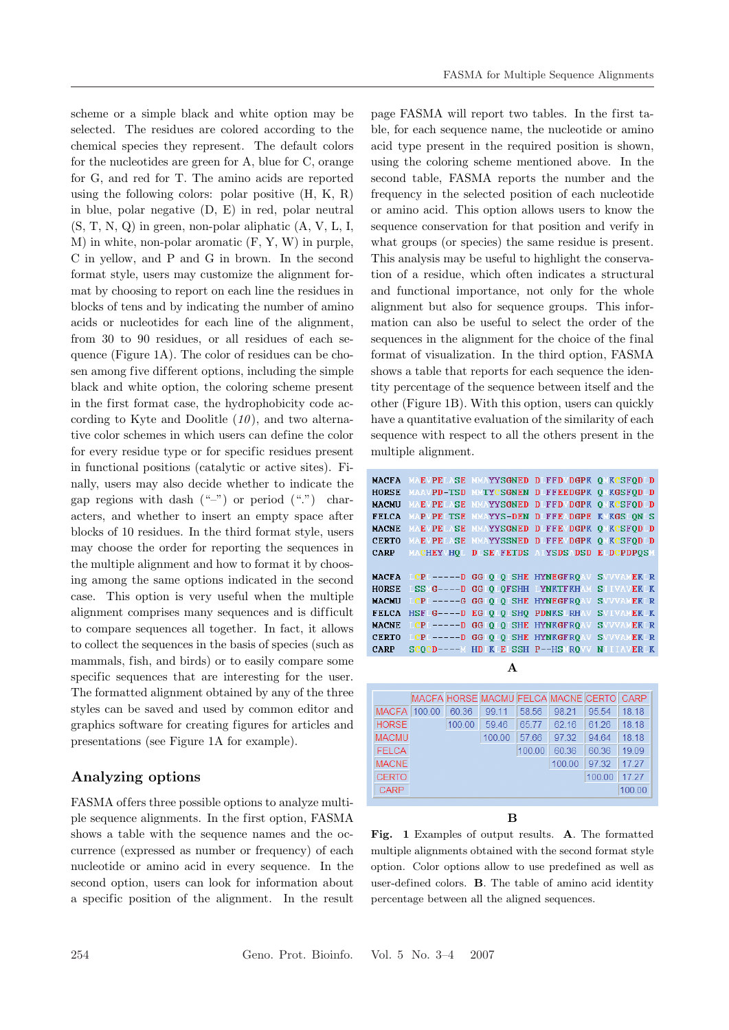scheme or a simple black and white option may be selected. The residues are colored according to the chemical species they represent. The default colors for the nucleotides are green for A, blue for C, orange for G, and red for T. The amino acids are reported using the following colors: polar positive (H, K, R) in blue, polar negative (D, E) in red, polar neutral (S, T, N, Q) in green, non-polar aliphatic (A, V, L, I, M) in white, non-polar aromatic (F, Y, W) in purple, C in yellow, and P and G in brown. In the second format style, users may customize the alignment format by choosing to report on each line the residues in blocks of tens and by indicating the number of amino acids or nucleotides for each line of the alignment, from 30 to 90 residues, or all residues of each sequence (Figure 1A). The color of residues can be chosen among five different options, including the simple black and white option, the coloring scheme present in the first format case, the hydrophobicity code according to Kyte and Doolitle (*10*), and two alternative color schemes in which users can define the color for every residue type or for specific residues present in functional positions (catalytic or active sites). Finally, users may also decide whether to indicate the gap regions with dash ("–") or period (".") characters, and whether to insert an empty space after blocks of 10 residues. In the third format style, users may choose the order for reporting the sequences in the multiple alignment and how to format it by choosing among the same options indicated in the second case. This option is very useful when the multiple alignment comprises many sequences and is difficult to compare sequences all together. In fact, it allows to collect the sequences in the basis of species (such as mammals, fish, and birds) or to easily compare some specific sequences that are interesting for the user. The formatted alignment obtained by any of the three styles can be saved and used by common editor and graphics software for creating figures for articles and presentations (see Figure 1A for example).

## Analyzing options

FASMA offers three possible options to analyze multiple sequence alignments. In the first option, FASMA shows a table with the sequence names and the occurrence (expressed as number or frequency) of each nucleotide or amino acid in every sequence. In the second option, users can look for information about a specific position of the alignment. In the result page FASMA will report two tables. In the first table, for each sequence name, the nucleotide or amino acid type present in the required position is shown, using the coloring scheme mentioned above. In the second table, FASMA reports the number and the frequency in the selected position of each nucleotide or amino acid. This option allows users to know the sequence conservation for that position and verify in what groups (or species) the same residue is present. This analysis may be useful to highlight the conservation of a residue, which often indicates a structural and functional importance, not only for the whole alignment but also for sequence groups. This information can also be useful to select the order of the sequences in the alignment for the choice of the final format of visualization. In the third option, FASMA shows a table that reports for each sequence the identity percentage of the sequence between itself and the other (Figure 1B). With this option, users can quickly have a quantitative evaluation of the similarity of each sequence with respect to all the others present in the multiple alignment.

```
MACFA  MAEVPELASE MMAYYSGNED DLFFDVDGPK QMKCSFQDLD
HORSE  MAAVPD-TSD MMTYCSGNEN DLFFEEDGPK QMKGSFQDLD
MACMU  MAEVPELASE MMAYYSGNED DLFFDVDGPK QMKCSFQDLD
FELCA  MAPVPELTSE MMAYYS-DEN DLFFEADGPE KMKGSLQNLS
MACNE  MAEVPELASE MMAYYSGNED DLFFEVDGPK QMKCSFQDLD
CERTO  MAEVPELASE MMAYYSSNED DLFFEVDGPK QMKCSFQDLD
CARP   MACHEYVHQL DLSEAFETDS ALYSDSADSD EPDCPDPQSM

MACFA  LCPL-----D GGIQLQISHE HYNEGFRQAV SVVVAMEKLR
HORSE  LSSSG----D GGIQLQFSHH LYNKTFRHAM SIIVAVEKLK
MACMU  LCPL-----G GGIQLQISHE HYNEGFRQAV SVVVAMEKLR
FELCA  HSPLG----D EGIQLQISHQ PDNKSLRHAV SVIVAMEKLK
MACNE  LCPL-----D GGIQLQISHE HYNKGFRQAV SVVVAMEKLR
CERTO  LCPL-----D GGIQLQISHE HYNKGFRQAV SVVVAMEKLR
CARP   SCQSD----M HDIKLEISSH P--HSIRQVV NIIIAVERLK
```

A

| | MACFA | HORSE | MACMU | FELCA | MACNE | CERTO | CARP |
|---|---|---|---|---|---|---|---|
| MACFA | 100.00 | 60.36 | 99.11 | 58.56 | 98.21 | 95.54 | 18.18 |
| HORSE | | 100.00 | 59.46 | 65.77 | 62.16 | 61.26 | 18.18 |
| MACMU | | | 100.00 | 57.66 | 97.32 | 94.64 | 18.18 |
| FELCA | | | | 100.00 | 60.36 | 60.36 | 19.09 |
| MACNE | | | | | 100.00 | 97.32 | 17.27 |
| CERTO | | | | | | 100.00 | 17.27 |
| CARP | | | | | | | 100.00 |

B

**Fig. 1** Examples of output results. **A**. The formatted multiple alignments obtained with the second format style option. Color options allow to use predefined as well as user-defined colors. **B**. The table of amino acid identity percentage between all the aligned sequences.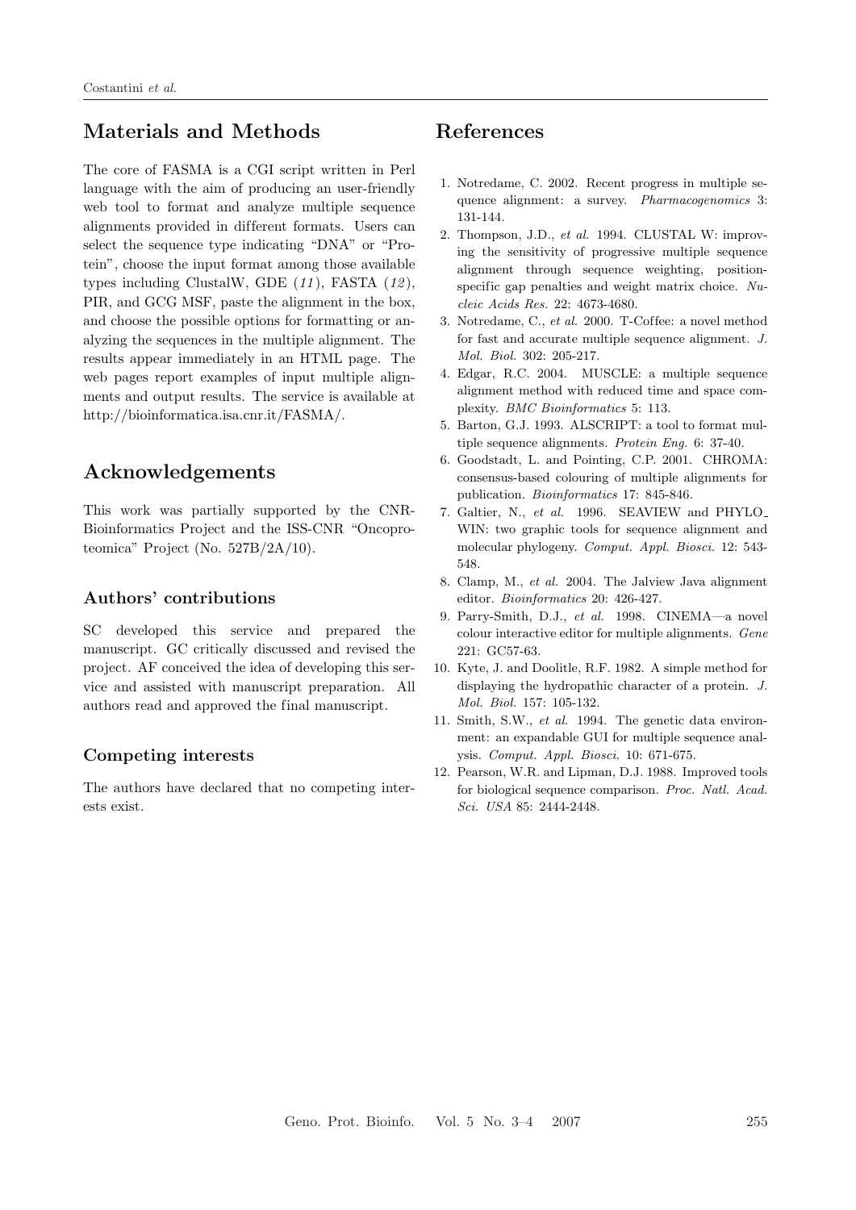## Materials and Methods

The core of FASMA is a CGI script written in Perl language with the aim of producing an user-friendly web tool to format and analyze multiple sequence alignments provided in different formats. Users can select the sequence type indicating "DNA" or "Protein", choose the input format among those available types including ClustalW, GDE (*11*), FASTA (*12*), PIR, and GCG MSF, paste the alignment in the box, and choose the possible options for formatting or analyzing the sequences in the multiple alignment. The results appear immediately in an HTML page. The web pages report examples of input multiple alignments and output results. The service is available at http://bioinformatica.isa.cnr.it/FASMA/.

## Acknowledgements

This work was partially supported by the CNR-Bioinformatics Project and the ISS-CNR "Oncoproteomica" Project (No. 527B/2A/10).

### Authors' contributions

SC developed this service and prepared the manuscript. GC critically discussed and revised the project. AF conceived the idea of developing this service and assisted with manuscript preparation. All authors read and approved the final manuscript.

### Competing interests

The authors have declared that no competing interests exist.

## References

1. Notredame, C. 2002. Recent progress in multiple sequence alignment: a survey. *Pharmacogenomics* 3: 131-144.
2. Thompson, J.D., *et al.* 1994. CLUSTAL W: improving the sensitivity of progressive multiple sequence alignment through sequence weighting, position-specific gap penalties and weight matrix choice. *Nucleic Acids Res.* 22: 4673-4680.
3. Notredame, C., *et al.* 2000. T-Coffee: a novel method for fast and accurate multiple sequence alignment. *J. Mol. Biol.* 302: 205-217.
4. Edgar, R.C. 2004. MUSCLE: a multiple sequence alignment method with reduced time and space complexity. *BMC Bioinformatics* 5: 113.
5. Barton, G.J. 1993. ALSCRIPT: a tool to format multiple sequence alignments. *Protein Eng.* 6: 37-40.
6. Goodstadt, L. and Pointing, C.P. 2001. CHROMA: consensus-based colouring of multiple alignments for publication. *Bioinformatics* 17: 845-846.
7. Galtier, N., *et al.* 1996. SEAVIEW and PHYLO_WIN: two graphic tools for sequence alignment and molecular phylogeny. *Comput. Appl. Biosci.* 12: 543-548.
8. Clamp, M., *et al.* 2004. The Jalview Java alignment editor. *Bioinformatics* 20: 426-427.
9. Parry-Smith, D.J., *et al.* 1998. CINEMA—a novel colour interactive editor for multiple alignments. *Gene* 221: GC57-63.
10. Kyte, J. and Doolitle, R.F. 1982. A simple method for displaying the hydropathic character of a protein. *J. Mol. Biol.* 157: 105-132.
11. Smith, S.W., *et al.* 1994. The genetic data environment: an expandable GUI for multiple sequence analysis. *Comput. Appl. Biosci.* 10: 671-675.
12. Pearson, W.R. and Lipman, D.J. 1988. Improved tools for biological sequence comparison. *Proc. Natl. Acad. Sci. USA* 85: 2444-2448.